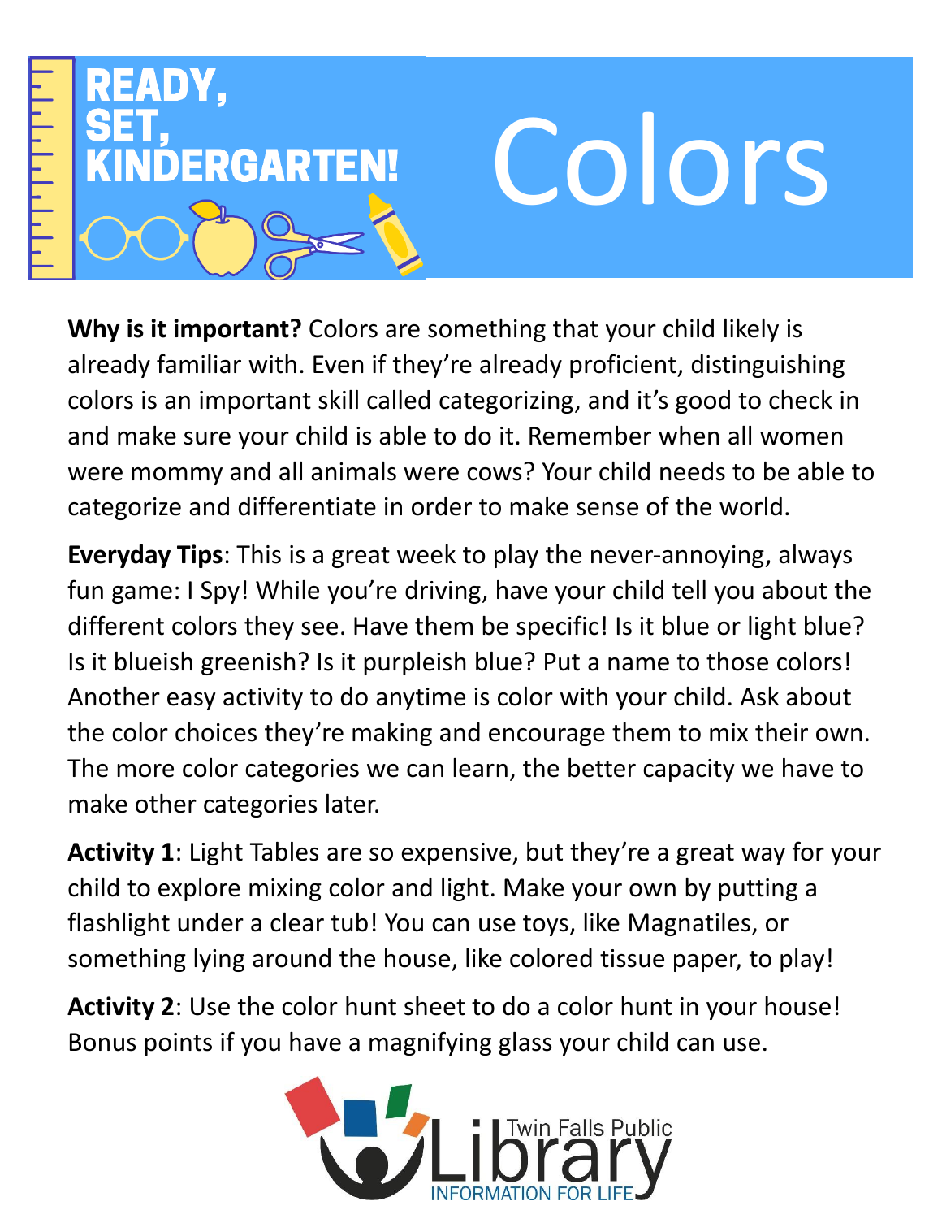# READY, SET, KINDERGARTEN!

# Colors

**Why is it important?** Colors are something that your child likely is already familiar with. Even if they're already proficient, distinguishing colors is an important skill called categorizing, and it's good to check in and make sure your child is able to do it. Remember when all women were mommy and all animals were cows? Your child needs to be able to categorize and differentiate in order to make sense of the world.

**Everyday Tips**: This is a great week to play the never-annoying, always fun game: I Spy! While you're driving, have your child tell you about the different colors they see. Have them be specific! Is it blue or light blue? Is it blueish greenish? Is it purpleish blue? Put a name to those colors! Another easy activity to do anytime is color with your child. Ask about the color choices they're making and encourage them to mix their own. The more color categories we can learn, the better capacity we have to make other categories later.

**Activity 1**: Light Tables are so expensive, but they're a great way for your child to explore mixing color and light. Make your own by putting a flashlight under a clear tub! You can use toys, like Magnatiles, or something lying around the house, like colored tissue paper, to play!

**Activity 2**: Use the color hunt sheet to do a color hunt in your house! Bonus points if you have a magnifying glass your child can use.

Twin Falls Public Library
INFORMATION FOR LIFE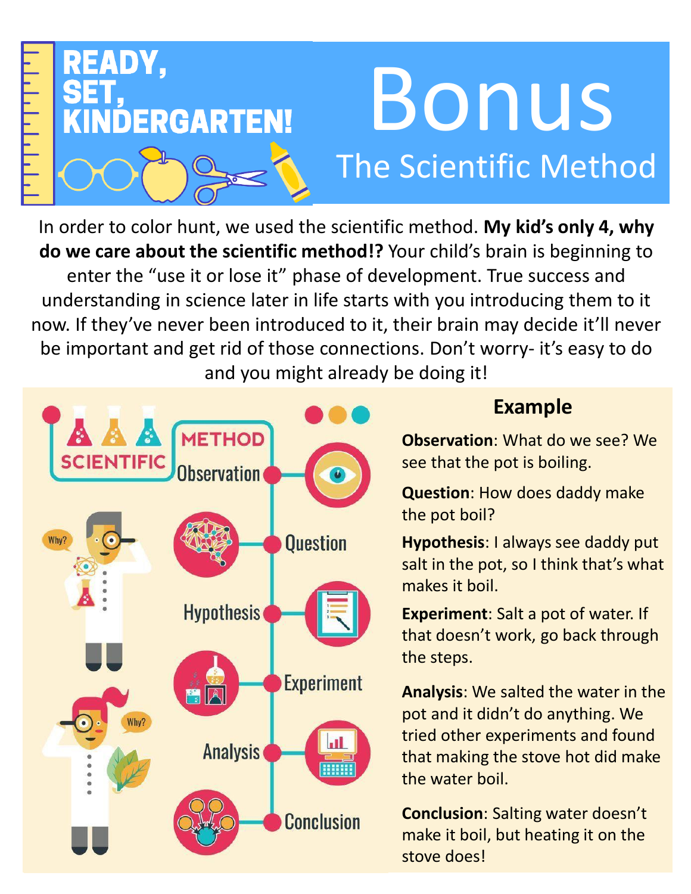# READY, SET, KINDERGARTEN!

# Bonus

## The Scientific Method

In order to color hunt, we used the scientific method. **My kid's only 4, why do we care about the scientific method!?** Your child's brain is beginning to enter the "use it or lose it" phase of development. True success and understanding in science later in life starts with you introducing them to it now. If they've never been introduced to it, their brain may decide it'll never be important and get rid of those connections. Don't worry- it's easy to do and you might already be doing it!

SCIENTIFIC METHOD

Observation

Question

Hypothesis

Experiment

Analysis

Conclusion

Why?

Why?

### Example

**Observation**: What do we see? We see that the pot is boiling.

**Question**: How does daddy make the pot boil?

**Hypothesis**: I always see daddy put salt in the pot, so I think that's what makes it boil.

**Experiment**: Salt a pot of water. If that doesn't work, go back through the steps.

**Analysis**: We salted the water in the pot and it didn't do anything. We tried other experiments and found that making the stove hot did make the water boil.

**Conclusion**: Salting water doesn't make it boil, but heating it on the stove does!